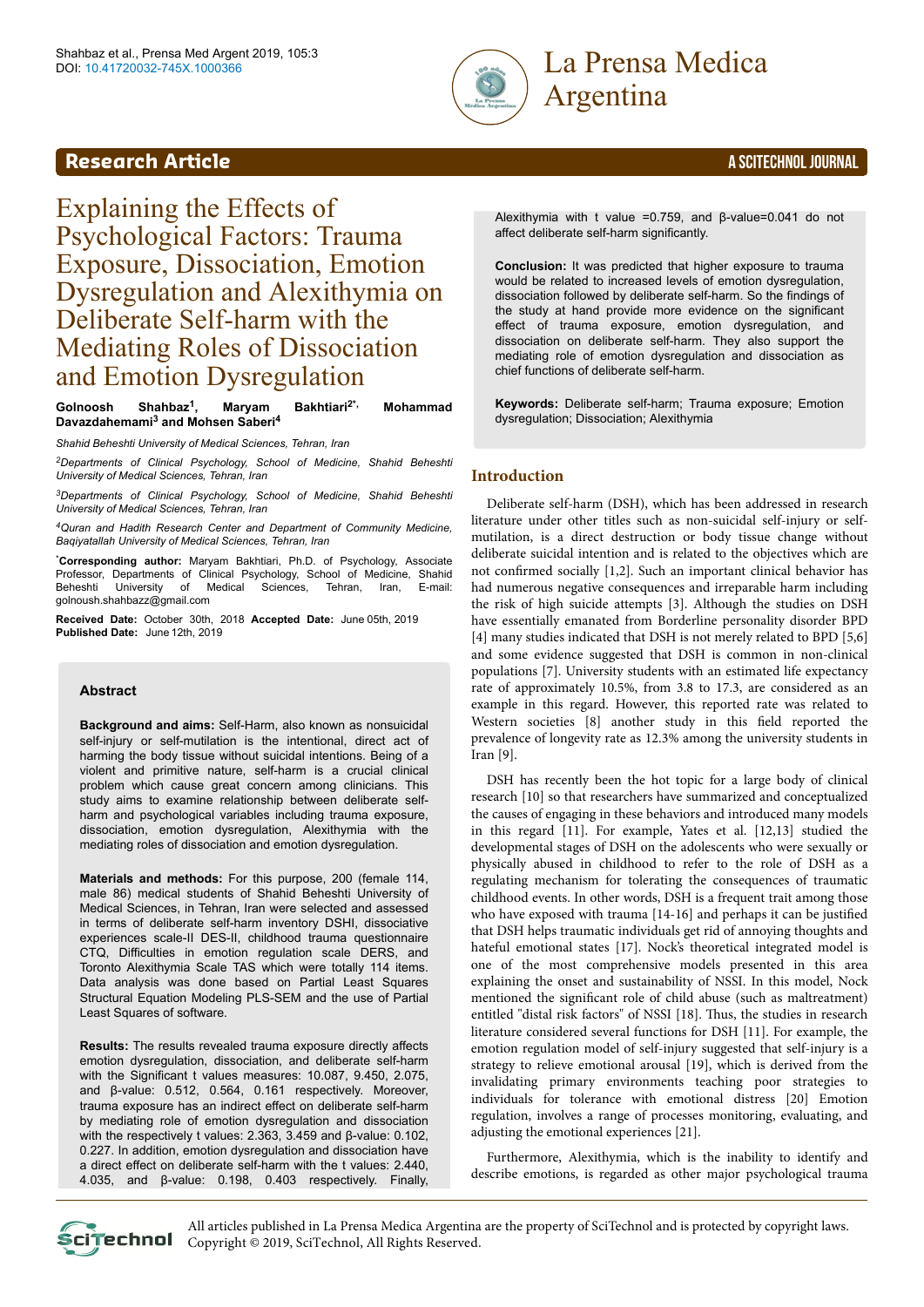# Explaining the Effects of Psychological Factors: Trauma Exposure, Dissociation, Emotion Dysregulation and Alexithymia on Deliberate Self-harm with the Mediating Roles of Dissociation and Emotion Dysregulation

**Golnoosh Shahbaz[1], Maryam Bakhtiari[2*], Mohammad Davazdahemami[3] and Mohsen Saberi[4]**

*Shahid Beheshti University of Medical Sciences, Tehran, Iran*

*[2]Departments of Clinical Psychology, School of Medicine, Shahid Beheshti University of Medical Sciences, Tehran, Iran*

*[3]Departments of Clinical Psychology, School of Medicine, Shahid Beheshti University of Medical Sciences, Tehran, Iran*

*[4]Quran and Hadith Research Center and Department of Community Medicine, Baqiyatallah University of Medical Sciences, Tehran, Iran*

**\*Corresponding author:** Maryam Bakhtiari, Ph.D. of Psychology, Associate Professor, Departments of Clinical Psychology, School of Medicine, Shahid Beheshti University of Medical Sciences, Tehran, Iran, E-mail: golnoush.shahbazz@gmail.com

**Received Date:** October 30th, 2018 **Accepted Date:** June 05th, 2019 **Published Date:** June 12th, 2019

## Abstract

**Background and aims:** Self-Harm, also known as nonsuicidal self-injury or self-mutilation is the intentional, direct act of harming the body tissue without suicidal intentions. Being of a violent and primitive nature, self-harm is a crucial clinical problem which cause great concern among clinicians. This study aims to examine relationship between deliberate self-harm and psychological variables including trauma exposure, dissociation, emotion dysregulation, Alexithymia with the mediating roles of dissociation and emotion dysregulation.

**Materials and methods:** For this purpose, 200 (female 114, male 86) medical students of Shahid Beheshti University of Medical Sciences, in Tehran, Iran were selected and assessed in terms of deliberate self-harm inventory DSHI, dissociative experiences scale-II DES-II, childhood trauma questionnaire CTQ, Difficulties in emotion regulation scale DERS, and Toronto Alexithymia Scale TAS which were totally 114 items. Data analysis was done based on Partial Least Squares Structural Equation Modeling PLS-SEM and the use of Partial Least Squares of software.

**Results:** The results revealed trauma exposure directly affects emotion dysregulation, dissociation, and deliberate self-harm with the Significant t values measures: 10.087, 9.450, 2.075, and β-value: 0.512, 0.564, 0.161 respectively. Moreover, trauma exposure has an indirect effect on deliberate self-harm by mediating role of emotion dysregulation and dissociation with the respectively t values: 2.363, 3.459 and β-value: 0.102, 0.227. In addition, emotion dysregulation and dissociation have a direct effect on deliberate self-harm with the t values: 2.440, 4.035, and β-value: 0.198, 0.403 respectively. Finally, Alexithymia with t value =0.759, and β-value=0.041 do not affect deliberate self-harm significantly.

**Conclusion:** It was predicted that higher exposure to trauma would be related to increased levels of emotion dysregulation, dissociation followed by deliberate self-harm. So the findings of the study at hand provide more evidence on the significant effect of trauma exposure, emotion dysregulation, and dissociation on deliberate self-harm. They also support the mediating role of emotion dysregulation and dissociation as chief functions of deliberate self-harm.

**Keywords:** Deliberate self-harm; Trauma exposure; Emotion dysregulation; Dissociation; Alexithymia

## Introduction

Deliberate self-harm (DSH), which has been addressed in research literature under other titles such as non-suicidal self-injury or self-mutilation, is a direct destruction or body tissue change without deliberate suicidal intention and is related to the objectives which are not confirmed socially [1,2]. Such an important clinical behavior has had numerous negative consequences and irreparable harm including the risk of high suicide attempts [3]. Although the studies on DSH have essentially emanated from Borderline personality disorder BPD [4] many studies indicated that DSH is not merely related to BPD [5,6] and some evidence suggested that DSH is common in non-clinical populations [7]. University students with an estimated life expectancy rate of approximately 10.5%, from 3.8 to 17.3, are considered as an example in this regard. However, this reported rate was related to Western societies [8] another study in this field reported the prevalence of longevity rate as 12.3% among the university students in Iran [9].

DSH has recently been the hot topic for a large body of clinical research [10] so that researchers have summarized and conceptualized the causes of engaging in these behaviors and introduced many models in this regard [11]. For example, Yates et al. [12,13] studied the developmental stages of DSH on the adolescents who were sexually or physically abused in childhood to refer to the role of DSH as a regulating mechanism for tolerating the consequences of traumatic childhood events. In other words, DSH is a frequent trait among those who have exposed with trauma [14-16] and perhaps it can be justified that DSH helps traumatic individuals get rid of annoying thoughts and hateful emotional states [17]. Nock's theoretical integrated model is one of the most comprehensive models presented in this area explaining the onset and sustainability of NSSI. In this model, Nock mentioned the significant role of child abuse (such as maltreatment) entitled "distal risk factors" of NSSI [18]. Thus, the studies in research literature considered several functions for DSH [11]. For example, the emotion regulation model of self-injury suggested that self-injury is a strategy to relieve emotional arousal [19], which is derived from the invalidating primary environments teaching poor strategies to individuals for tolerance with emotional distress [20] Emotion regulation, involves a range of processes monitoring, evaluating, and adjusting the emotional experiences [21].

Furthermore, Alexithymia, which is the inability to identify and describe emotions, is regarded as other major psychological trauma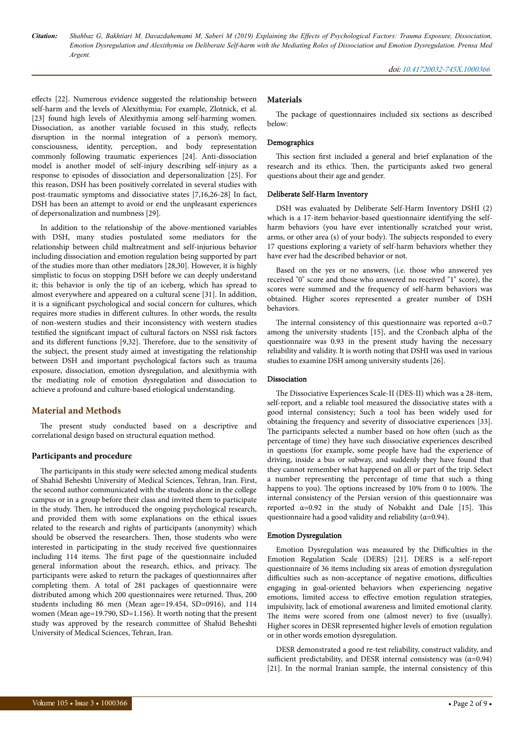effects [22]. Numerous evidence suggested the relationship between self-harm and the levels of Alexithymia; For example, Zlotnick, et al. [23] found high levels of Alexithymia among self-harming women. Dissociation, as another variable focused in this study, reflects disruption in the normal integration of a person's memory, consciousness, identity, perception, and body representation commonly following traumatic experiences [24]. Anti-dissociation model is another model of self-injury describing self-injury as a response to episodes of dissociation and depersonalization [25]. For this reason, DSH has been positively correlated in several studies with post-traumatic symptoms and dissociative states [7,16,26-28] In fact, DSH has been an attempt to avoid or end the unpleasant experiences of depersonalization and numbness [29].

In addition to the relationship of the above-mentioned variables with DSH, many studies postulated some mediators for the relationship between child maltreatment and self-injurious behavior including dissociation and emotion regulation being supported by part of the studies more than other mediators [28,30]. However, it is highly simplistic to focus on stopping DSH before we can deeply understand it; this behavior is only the tip of an iceberg, which has spread to almost everywhere and appeared on a cultural scene [31]. In addition, it is a significant psychological and social concern for cultures, which requires more studies in different cultures. In other words, the results of non-western studies and their inconsistency with western studies testified the significant impact of cultural factors on NSSI risk factors and its different functions [9,32]. Therefore, due to the sensitivity of the subject, the present study aimed at investigating the relationship between DSH and important psychological factors such as trauma exposure, dissociation, emotion dysregulation, and alexithymia with the mediating role of emotion dysregulation and dissociation to achieve a profound and culture-based etiological understanding.

## Material and Methods

The present study conducted based on a descriptive and correlational design based on structural equation method.

### Participants and procedure

The participants in this study were selected among medical students of Shahid Beheshti University of Medical Sciences, Tehran, Iran. First, the second author communicated with the students alone in the college campus or in a group before their class and invited them to participate in the study. Then, he introduced the ongoing psychological research, and provided them with some explanations on the ethical issues related to the research and rights of participants (anonymity) which should be observed the researchers. Then, those students who were interested in participating in the study received five questionnaires including 114 items. The first page of the questionnaire included general information about the research, ethics, and privacy. The participants were asked to return the packages of questionnaires after completing them. A total of 281 packages of questionnaire were distributed among which 200 questionnaires were returned. Thus, 200 students including 86 men (Mean age=19.454, SD=0916), and 114 women (Mean age=19.790, SD=1.156). It worth noting that the present study was approved by the research committee of Shahid Beheshti University of Medical Sciences, Tehran, Iran.

### Materials

The package of questionnaires included six sections as described below:

#### Demographics

This section first included a general and brief explanation of the research and its ethics. Then, the participants asked two general questions about their age and gender.

#### Deliberate Self-Harm Inventory

DSH was evaluated by Deliberate Self-Harm Inventory DSHI (2) which is a 17-item behavior-based questionnaire identifying the self-harm behaviors (you have ever intentionally scratched your wrist, arms, or other area (s) of your body). The subjects responded to every 17 questions exploring a variety of self-harm behaviors whether they have ever had the described behavior or not.

Based on the yes or no answers, (i.e. those who answered yes received "0" score and those who answered no received "1" score), the scores were summed and the frequency of self-harm behaviors was obtained. Higher scores represented a greater number of DSH behaviors.

The internal consistency of this questionnaire was reported α=0.7 among the university students [15], and the Cronbach alpha of the questionnaire was 0.93 in the present study having the necessary reliability and validity. It is worth noting that DSHI was used in various studies to examine DSH among university students [26].

#### Dissociation

The Dissociative Experiences Scale-II (DES-II) which was a 28-item, self-report, and a reliable tool measured the dissociative states with a good internal consistency; Such a tool has been widely used for obtaining the frequency and severity of dissociative experiences [33]. The participants selected a number based on how often (such as the percentage of time) they have such dissociative experiences described in questions (for example, some people have had the experience of driving, inside a bus or subway, and suddenly they have found that they cannot remember what happened on all or part of the trip. Select a number representing the percentage of time that such a thing happens to you). The options increased by 10% from 0 to 100%. The internal consistency of the Persian version of this questionnaire was reported α=0.92 in the study of Nobakht and Dale [15]. This questionnaire had a good validity and reliability (α=0.94).

#### Emotion Dysregulation

Emotion Dysregulation was measured by the Difficulties in the Emotion Regulation Scale (DERS) [21]. DERS is a self-report questionnaire of 36 items including six areas of emotion dysregulation difficulties such as non-acceptance of negative emotions, difficulties engaging in goal-oriented behaviors when experiencing negative emotions, limited access to effective emotion regulation strategies, impulsivity, lack of emotional awareness and limited emotional clarity. The items were scored from one (almost never) to five (usually). Higher scores in DESR represented higher levels of emotion regulation or in other words emotion dysregulation.

DESR demonstrated a good re-test reliability, construct validity, and sufficient predictability, and DESR internal consistency was (α=0.94) [21]. In the normal Iranian sample, the internal consistency of this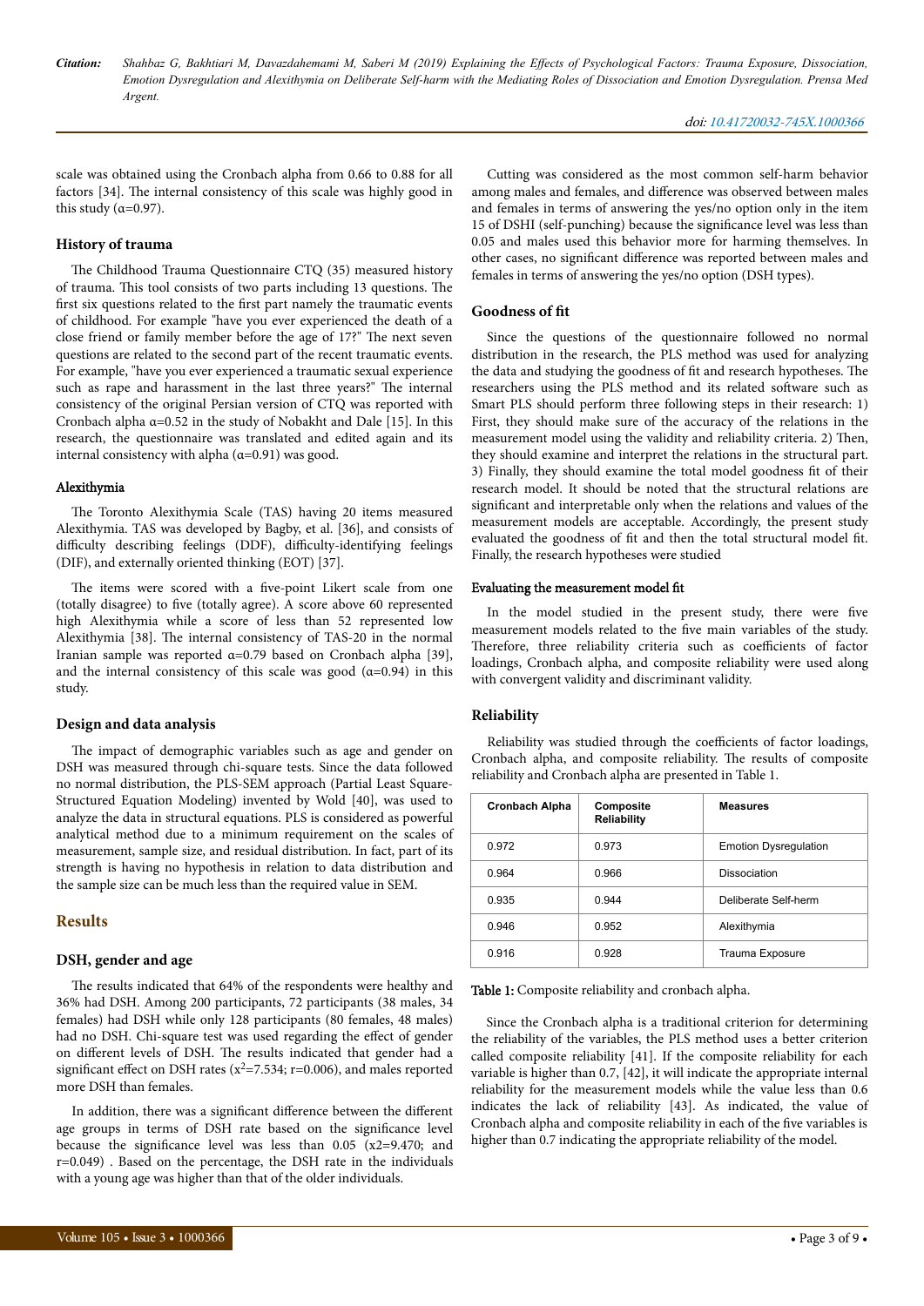scale was obtained using the Cronbach alpha from 0.66 to 0.88 for all factors [34]. The internal consistency of this scale was highly good in this study (α=0.97).

### History of trauma

The Childhood Trauma Questionnaire CTQ (35) measured history of trauma. This tool consists of two parts including 13 questions. The first six questions related to the first part namely the traumatic events of childhood. For example "have you ever experienced the death of a close friend or family member before the age of 17?" The next seven questions are related to the second part of the recent traumatic events. For example, "have you ever experienced a traumatic sexual experience such as rape and harassment in the last three years?" The internal consistency of the original Persian version of CTQ was reported with Cronbach alpha α=0.52 in the study of Nobakht and Dale [15]. In this research, the questionnaire was translated and edited again and its internal consistency with alpha (α=0.91) was good.

#### Alexithymia

The Toronto Alexithymia Scale (TAS) having 20 items measured Alexithymia. TAS was developed by Bagby, et al. [36], and consists of difficulty describing feelings (DDF), difficulty-identifying feelings (DIF), and externally oriented thinking (EOT) [37].

The items were scored with a five-point Likert scale from one (totally disagree) to five (totally agree). A score above 60 represented high Alexithymia while a score of less than 52 represented low Alexithymia [38]. The internal consistency of TAS-20 in the normal Iranian sample was reported α=0.79 based on Cronbach alpha [39], and the internal consistency of this scale was good (α=0.94) in this study.

### Design and data analysis

The impact of demographic variables such as age and gender on DSH was measured through chi-square tests. Since the data followed no normal distribution, the PLS-SEM approach (Partial Least Square-Structured Equation Modeling) invented by Wold [40], was used to analyze the data in structural equations. PLS is considered as powerful analytical method due to a minimum requirement on the scales of measurement, sample size, and residual distribution. In fact, part of its strength is having no hypothesis in relation to data distribution and the sample size can be much less than the required value in SEM.

## Results

### DSH, gender and age

The results indicated that 64% of the respondents were healthy and 36% had DSH. Among 200 participants, 72 participants (38 males, 34 females) had DSH while only 128 participants (80 females, 48 males) had no DSH. Chi-square test was used regarding the effect of gender on different levels of DSH. The results indicated that gender had a significant effect on DSH rates ($x^2$=7.534; r=0.006), and males reported more DSH than females.

In addition, there was a significant difference between the different age groups in terms of DSH rate based on the significance level because the significance level was less than 0.05 (x2=9.470; and r=0.049) . Based on the percentage, the DSH rate in the individuals with a young age was higher than that of the older individuals.

Cutting was considered as the most common self-harm behavior among males and females, and difference was observed between males and females in terms of answering the yes/no option only in the item 15 of DSHI (self-punching) because the significance level was less than 0.05 and males used this behavior more for harming themselves. In other cases, no significant difference was reported between males and females in terms of answering the yes/no option (DSH types).

### Goodness of fit

Since the questions of the questionnaire followed no normal distribution in the research, the PLS method was used for analyzing the data and studying the goodness of fit and research hypotheses. The researchers using the PLS method and its related software such as Smart PLS should perform three following steps in their research: 1) First, they should make sure of the accuracy of the relations in the measurement model using the validity and reliability criteria. 2) Then, they should examine and interpret the relations in the structural part. 3) Finally, they should examine the total model goodness fit of their research model. It should be noted that the structural relations are significant and interpretable only when the relations and values of the measurement models are acceptable. Accordingly, the present study evaluated the goodness of fit and then the total structural model fit. Finally, the research hypotheses were studied

#### Evaluating the measurement model fit

In the model studied in the present study, there were five measurement models related to the five main variables of the study. Therefore, three reliability criteria such as coefficients of factor loadings, Cronbach alpha, and composite reliability were used along with convergent validity and discriminant validity.

### Reliability

Reliability was studied through the coefficients of factor loadings, Cronbach alpha, and composite reliability. The results of composite reliability and Cronbach alpha are presented in Table 1.

| Cronbach Alpha | Composite Reliability | Measures |
|---|---|---|
| 0.972 | 0.973 | Emotion Dysregulation |
| 0.964 | 0.966 | Dissociation |
| 0.935 | 0.944 | Deliberate Self-herm |
| 0.946 | 0.952 | Alexithymia |
| 0.916 | 0.928 | Trauma Exposure |

Table 1: Composite reliability and cronbach alpha.

Since the Cronbach alpha is a traditional criterion for determining the reliability of the variables, the PLS method uses a better criterion called composite reliability [41]. If the composite reliability for each variable is higher than 0.7, [42], it will indicate the appropriate internal reliability for the measurement models while the value less than 0.6 indicates the lack of reliability [43]. As indicated, the value of Cronbach alpha and composite reliability in each of the five variables is higher than 0.7 indicating the appropriate reliability of the model.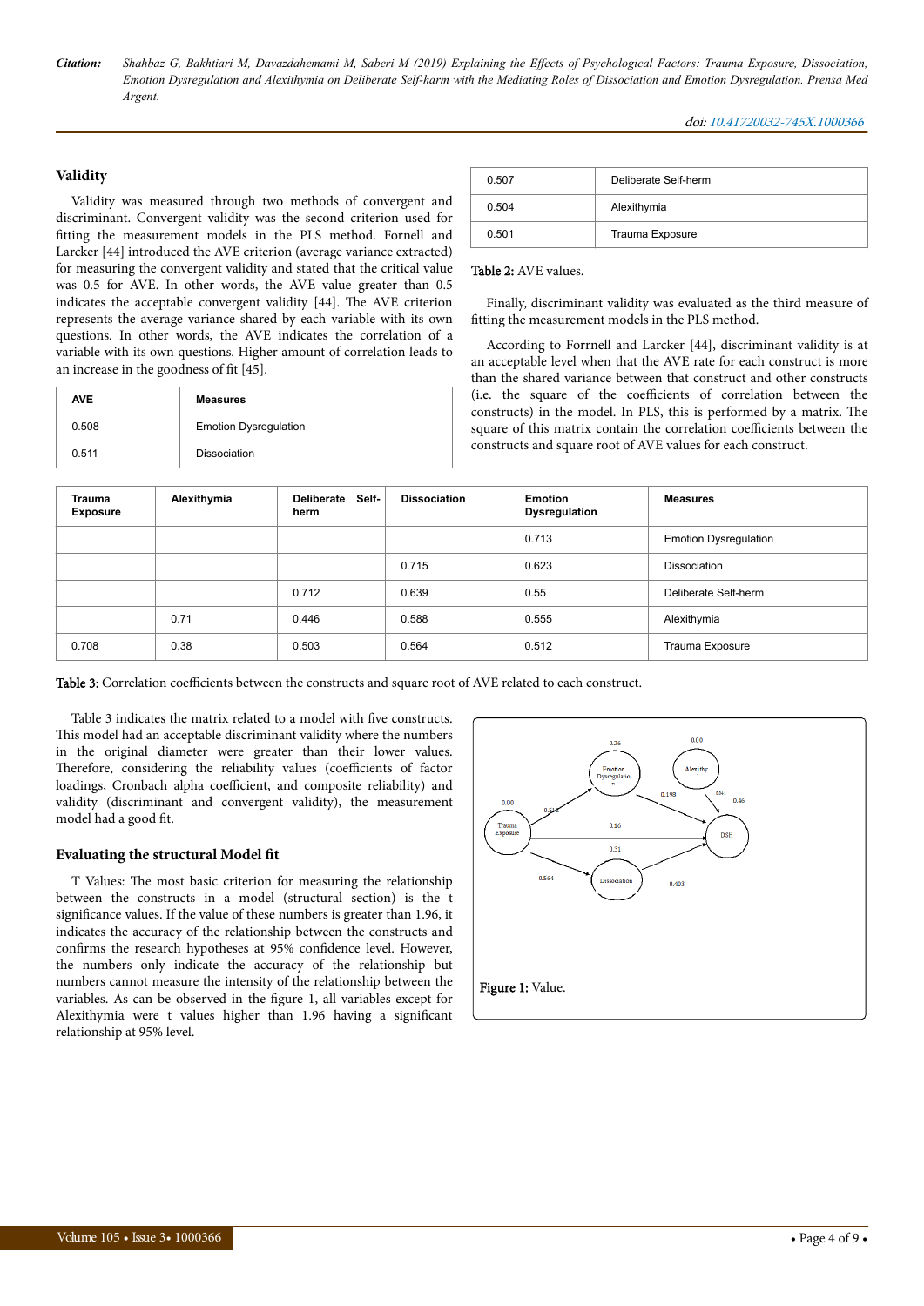## Validity

Validity was measured through two methods of convergent and discriminant. Convergent validity was the second criterion used for fitting the measurement models in the PLS method. Fornell and Larcker [44] introduced the AVE criterion (average variance extracted) for measuring the convergent validity and stated that the critical value was 0.5 for AVE. In other words, the AVE value greater than 0.5 indicates the acceptable convergent validity [44]. The AVE criterion represents the average variance shared by each variable with its own questions. In other words, the AVE indicates the correlation of a variable with its own questions. Higher amount of correlation leads to an increase in the goodness of fit [45].

| AVE | Measures |
|---|---|
| 0.508 | Emotion Dysregulation |
| 0.511 | Dissociation |
| 0.507 | Deliberate Self-herm |
| 0.504 | Alexithymia |
| 0.501 | Trauma Exposure |

**Table 2:** AVE values.

Finally, discriminant validity was evaluated as the third measure of fitting the measurement models in the PLS method.

According to Fornell and Larcker [44], discriminant validity is at an acceptable level when that the AVE rate for each construct is more than the shared variance between that construct and other constructs (i.e. the square of the coefficients of correlation between the constructs) in the model. In PLS, this is performed by a matrix. The square of this matrix contain the correlation coefficients between the constructs and square root of AVE values for each construct.

| Trauma Exposure | Alexithymia | Deliberate Self-herm | Dissociation | Emotion Dysregulation | Measures |
|---|---|---|---|---|---|
| | | | | 0.713 | Emotion Dysregulation |
| | | | 0.715 | 0.623 | Dissociation |
| | | 0.712 | 0.639 | 0.55 | Deliberate Self-herm |
| | 0.71 | 0.446 | 0.588 | 0.555 | Alexithymia |
| 0.708 | 0.38 | 0.503 | 0.564 | 0.512 | Trauma Exposure |

**Table 3:** Correlation coefficients between the constructs and square root of AVE related to each construct.

Table 3 indicates the matrix related to a model with five constructs. This model had an acceptable discriminant validity where the numbers in the original diameter were greater than their lower values. Therefore, considering the reliability values (coefficients of factor loadings, Cronbach alpha coefficient, and composite reliability) and validity (discriminant and convergent validity), the measurement model had a good fit.

## Evaluating the structural Model fit

T Values: The most basic criterion for measuring the relationship between the constructs in a model (structural section) is the t significance values. If the value of these numbers is greater than 1.96, it indicates the accuracy of the relationship between the constructs and confirms the research hypotheses at 95% confidence level. However, the numbers only indicate the accuracy of the relationship but numbers cannot measure the intensity of the relationship between the variables. As can be observed in the figure 1, all variables except for Alexithymia were t values higher than 1.96 having a significant relationship at 95% level.

**Figure 1:** Value.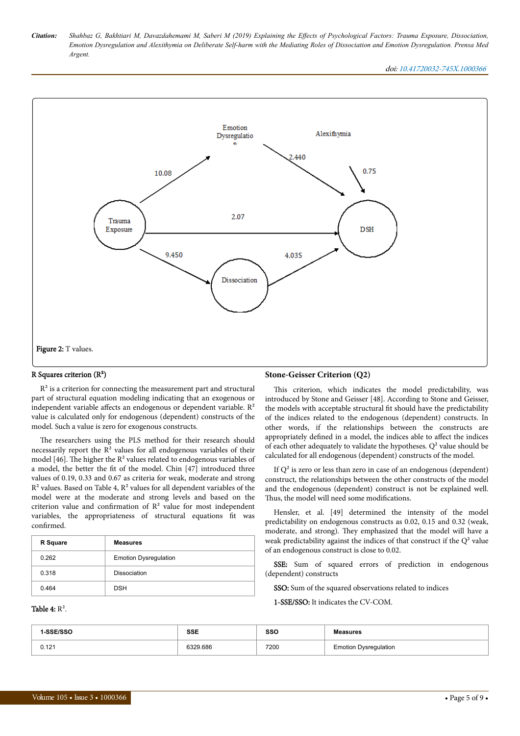Figure 2: T values.

### R Squares criterion ($R^2$)

$R^2$ is a criterion for connecting the measurement part and structural part of structural equation modeling indicating that an exogenous or independent variable affects an endogenous or dependent variable. $R^2$ value is calculated only for endogenous (dependent) constructs of the model. Such a value is zero for exogenous constructs.

The researchers using the PLS method for their research should necessarily report the $R^2$ values for all endogenous variables of their model [46]. The higher the $R^2$ values related to endogenous variables of a model, the better the fit of the model. Chin [47] introduced three values of 0.19, 0.33 and 0.67 as criteria for weak, moderate and strong $R^2$ values. Based on Table 4, $R^2$ values for all dependent variables of the model were at the moderate and strong levels and based on the criterion value and confirmation of $R^2$ value for most independent variables, the appropriateness of structural equations fit was confirmed.

| R Square | Measures |
|---|---|
| 0.262 | Emotion Dysregulation |
| 0.318 | Dissociation |
| 0.464 | DSH |

**Table 4:** $R^2$.

### Stone-Geisser Criterion (Q2)

This criterion, which indicates the model predictability, was introduced by Stone and Geisser [48]. According to Stone and Geisser, the models with acceptable structural fit should have the predictability of the indices related to the endogenous (dependent) constructs. In other words, if the relationships between the constructs are appropriately defined in a model, the indices able to affect the indices of each other adequately to validate the hypotheses. $Q^2$ value should be calculated for all endogenous (dependent) constructs of the model.

If $Q^2$ is zero or less than zero in case of an endogenous (dependent) construct, the relationships between the other constructs of the model and the endogenous (dependent) construct is not be explained well. Thus, the model will need some modifications.

Hensler, et al. [49] determined the intensity of the model predictability on endogenous constructs as 0.02, 0.15 and 0.32 (weak, moderate, and strong). They emphasized that the model will have a weak predictability against the indices of that construct if the $Q^2$ value of an endogenous construct is close to 0.02.

**SSE:** Sum of squared errors of prediction in endogenous (dependent) constructs

**SSO:** Sum of the squared observations related to indices

**1-SSE/SSO:** It indicates the CV-COM.

| 1-SSE/SSO | SSE | SSO | Measures |
|---|---|---|---|
| 0.121 | 6329.686 | 7200 | Emotion Dysregulation |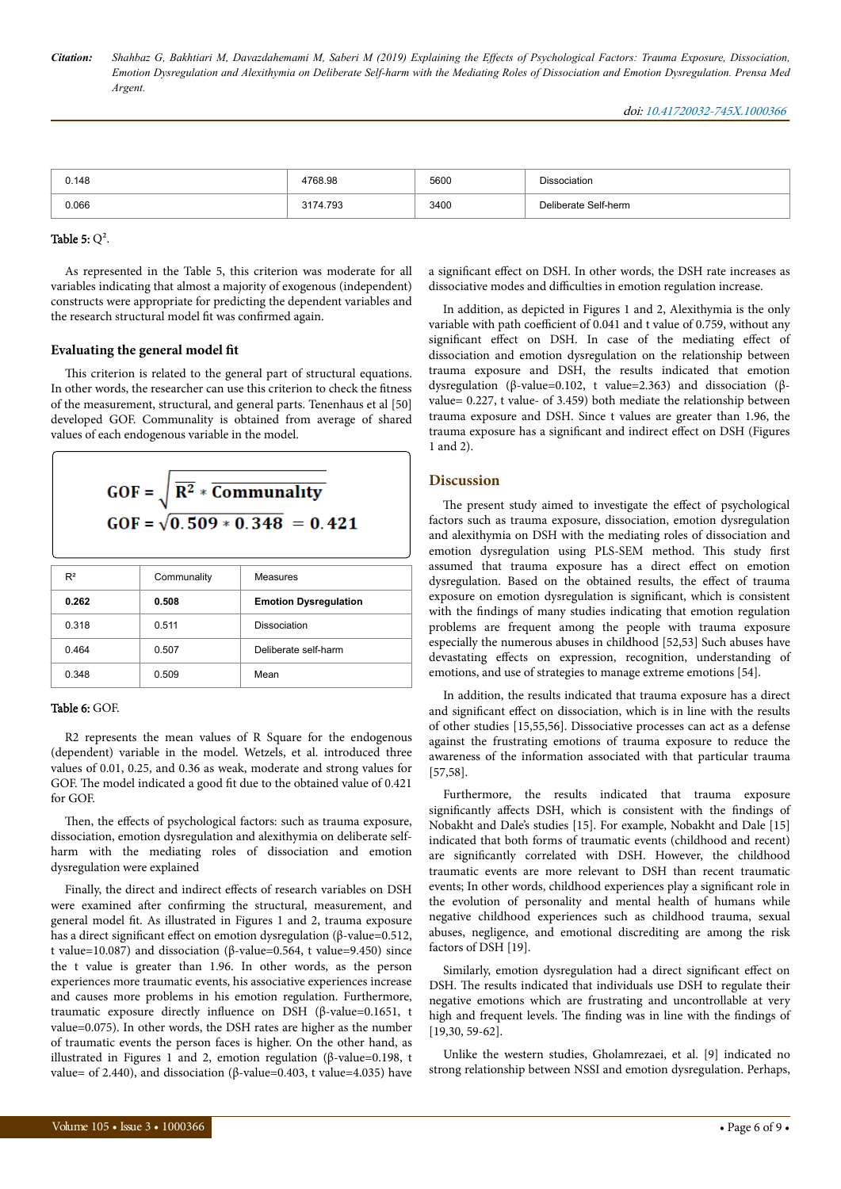| 0.148 | 4768.98 | 5600 | Dissociation |
|---|---|---|---|
| 0.066 | 3174.793 | 3400 | Deliberate Self-herm |

**Table 5:** $Q^2$.

As represented in the Table 5, this criterion was moderate for all variables indicating that almost a majority of exogenous (independent) constructs were appropriate for predicting the dependent variables and the research structural model fit was confirmed again.

### Evaluating the general model fit

This criterion is related to the general part of structural equations. In other words, the researcher can use this criterion to check the fitness of the measurement, structural, and general parts. Tenenhaus et al [50] developed GOF. Communality is obtained from average of shared values of each endogenous variable in the model.

$$GOF = \sqrt{\overline{R^2} * \overline{Communality}}$$

$$GOF = \sqrt{0.509 * 0.348} = 0.421$$

| $R^2$ | Communality | Measures |
|---|---|---|
| **0.262** | **0.508** | **Emotion Dysregulation** |
| 0.318 | 0.511 | Dissociation |
| 0.464 | 0.507 | Deliberate self-harm |
| 0.348 | 0.509 | Mean |

**Table 6:** GOF.

R2 represents the mean values of R Square for the endogenous (dependent) variable in the model. Wetzels, et al. introduced three values of 0.01, 0.25, and 0.36 as weak, moderate and strong values for GOF. The model indicated a good fit due to the obtained value of 0.421 for GOF.

Then, the effects of psychological factors: such as trauma exposure, dissociation, emotion dysregulation and alexithymia on deliberate self-harm with the mediating roles of dissociation and emotion dysregulation were explained

Finally, the direct and indirect effects of research variables on DSH were examined after confirming the structural, measurement, and general model fit. As illustrated in Figures 1 and 2, trauma exposure has a direct significant effect on emotion dysregulation (β-value=0.512, t value=10.087) and dissociation (β-value=0.564, t value=9.450) since the t value is greater than 1.96. In other words, as the person experiences more traumatic events, his associative experiences increase and causes more problems in his emotion regulation. Furthermore, traumatic exposure directly influence on DSH (β-value=0.1651, t value=0.075). In other words, the DSH rates are higher as the number of traumatic events the person faces is higher. On the other hand, as illustrated in Figures 1 and 2, emotion regulation (β-value=0.198, t value= of 2.440), and dissociation (β-value=0.403, t value=4.035) have a significant effect on DSH. In other words, the DSH rate increases as dissociative modes and difficulties in emotion regulation increase.

In addition, as depicted in Figures 1 and 2, Alexithymia is the only variable with path coefficient of 0.041 and t value of 0.759, without any significant effect on DSH. In case of the mediating effect of dissociation and emotion dysregulation on the relationship between trauma exposure and DSH, the results indicated that emotion dysregulation (β-value=0.102, t value=2.363) and dissociation (β-value= 0.227, t value- of 3.459) both mediate the relationship between trauma exposure and DSH. Since t values are greater than 1.96, the trauma exposure has a significant and indirect effect on DSH (Figures 1 and 2).

## Discussion

The present study aimed to investigate the effect of psychological factors such as trauma exposure, dissociation, emotion dysregulation and alexithymia on DSH with the mediating roles of dissociation and emotion dysregulation using PLS-SEM method. This study first assumed that trauma exposure has a direct effect on emotion dysregulation. Based on the obtained results, the effect of trauma exposure on emotion dysregulation is significant, which is consistent with the findings of many studies indicating that emotion regulation problems are frequent among the people with trauma exposure especially the numerous abuses in childhood [52,53] Such abuses have devastating effects on expression, recognition, understanding of emotions, and use of strategies to manage extreme emotions [54].

In addition, the results indicated that trauma exposure has a direct and significant effect on dissociation, which is in line with the results of other studies [15,55,56]. Dissociative processes can act as a defense against the frustrating emotions of trauma exposure to reduce the awareness of the information associated with that particular trauma [57,58].

Furthermore, the results indicated that trauma exposure significantly affects DSH, which is consistent with the findings of Nobakht and Dale's studies [15]. For example, Nobakht and Dale [15] indicated that both forms of traumatic events (childhood and recent) are significantly correlated with DSH. However, the childhood traumatic events are more relevant to DSH than recent traumatic events; In other words, childhood experiences play a significant role in the evolution of personality and mental health of humans while negative childhood experiences such as childhood trauma, sexual abuses, negligence, and emotional discrediting are among the risk factors of DSH [19].

Similarly, emotion dysregulation had a direct significant effect on DSH. The results indicated that individuals use DSH to regulate their negative emotions which are frustrating and uncontrollable at very high and frequent levels. The finding was in line with the findings of [19,30, 59-62].

Unlike the western studies, Gholamrezaei, et al. [9] indicated no strong relationship between NSSI and emotion dysregulation. Perhaps,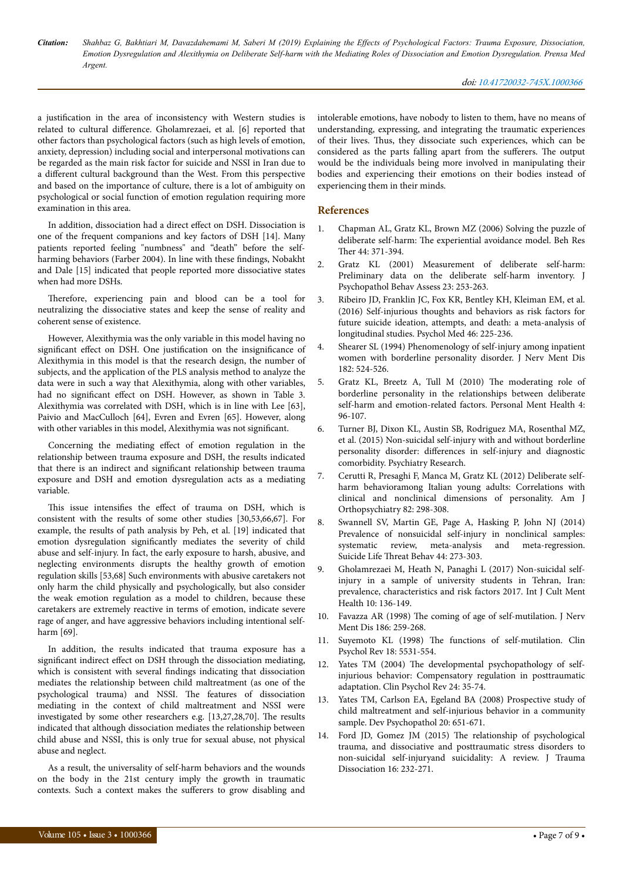a justification in the area of inconsistency with Western studies is related to cultural difference. Gholamrezaei, et al. [6] reported that other factors than psychological factors (such as high levels of emotion, anxiety, depression) including social and interpersonal motivations can be regarded as the main risk factor for suicide and NSSI in Iran due to a different cultural background than the West. From this perspective and based on the importance of culture, there is a lot of ambiguity on psychological or social function of emotion regulation requiring more examination in this area.

In addition, dissociation had a direct effect on DSH. Dissociation is one of the frequent companions and key factors of DSH [14]. Many patients reported feeling "numbness" and "death" before the self-harming behaviors (Farber 2004). In line with these findings, Nobakht and Dale [15] indicated that people reported more dissociative states when had more DSHs.

Therefore, experiencing pain and blood can be a tool for neutralizing the dissociative states and keep the sense of reality and coherent sense of existence.

However, Alexithymia was the only variable in this model having no significant effect on DSH. One justification on the insignificance of Alexithymia in this model is that the research design, the number of subjects, and the application of the PLS analysis method to analyze the data were in such a way that Alexithymia, along with other variables, had no significant effect on DSH. However, as shown in Table 3. Alexithymia was correlated with DSH, which is in line with Lee [63], Paivio and MacCulloch [64], Evren and Evren [65]. However, along with other variables in this model, Alexithymia was not significant.

Concerning the mediating effect of emotion regulation in the relationship between trauma exposure and DSH, the results indicated that there is an indirect and significant relationship between trauma exposure and DSH and emotion dysregulation acts as a mediating variable.

This issue intensifies the effect of trauma on DSH, which is consistent with the results of some other studies [30,53,66,67]. For example, the results of path analysis by Peh, et al. [19] indicated that emotion dysregulation significantly mediates the severity of child abuse and self-injury. In fact, the early exposure to harsh, abusive, and neglecting environments disrupts the healthy growth of emotion regulation skills [53,68] Such environments with abusive caretakers not only harm the child physically and psychologically, but also consider the weak emotion regulation as a model to children, because these caretakers are extremely reactive in terms of emotion, indicate severe rage of anger, and have aggressive behaviors including intentional self-harm [69].

In addition, the results indicated that trauma exposure has a significant indirect effect on DSH through the dissociation mediating, which is consistent with several findings indicating that dissociation mediates the relationship between child maltreatment (as one of the psychological trauma) and NSSI. The features of dissociation mediating in the context of child maltreatment and NSSI were investigated by some other researchers e.g. [13,27,28,70]. The results indicated that although dissociation mediates the relationship between child abuse and NSSI, this is only true for sexual abuse, not physical abuse and neglect.

As a result, the universality of self-harm behaviors and the wounds on the body in the 21st century imply the growth in traumatic contexts. Such a context makes the sufferers to grow disabling and intolerable emotions, have nobody to listen to them, have no means of understanding, expressing, and integrating the traumatic experiences of their lives. Thus, they dissociate such experiences, which can be considered as the parts falling apart from the sufferers. The output would be the individuals being more involved in manipulating their bodies and experiencing their emotions on their bodies instead of experiencing them in their minds.

## References

1. Chapman AL, Gratz KL, Brown MZ (2006) Solving the puzzle of deliberate self-harm: The experiential avoidance model. Beh Res Ther 44: 371-394.
2. Gratz KL (2001) Measurement of deliberate self-harm: Preliminary data on the deliberate self-harm inventory. J Psychopathol Behav Assess 23: 253-263.
3. Ribeiro JD, Franklin JC, Fox KR, Bentley KH, Kleiman EM, et al. (2016) Self-injurious thoughts and behaviors as risk factors for future suicide ideation, attempts, and death: a meta-analysis of longitudinal studies. Psychol Med 46: 225-236.
4. Shearer SL (1994) Phenomenology of self-injury among inpatient women with borderline personality disorder. J Nerv Ment Dis 182: 524-526.
5. Gratz KL, Breetz A, Tull M (2010) The moderating role of borderline personality in the relationships between deliberate self-harm and emotion-related factors. Personal Ment Health 4: 96-107.
6. Turner BJ, Dixon KL, Austin SB, Rodriguez MA, Rosenthal MZ, et al. (2015) Non-suicidal self-injury with and without borderline personality disorder: differences in self-injury and diagnostic comorbidity. Psychiatry Research.
7. Cerutti R, Presaghi F, Manca M, Gratz KL (2012) Deliberate self-harm behavioramong Italian young adults: Correlations with clinical and nonclinical dimensions of personality. Am J Orthopsychiatry 82: 298-308.
8. Swannell SV, Martin GE, Page A, Hasking P, John NJ (2014) Prevalence of nonsuicidal self-injury in nonclinical samples: systematic review, meta-analysis and meta-regression. Suicide Life Threat Behav 44: 273-303.
9. Gholamrezaei M, Heath N, Panaghi L (2017) Non-suicidal self-injury in a sample of university students in Tehran, Iran: prevalence, characteristics and risk factors 2017. Int J Cult Ment Health 10: 136-149.
10. Favazza AR (1998) The coming of age of self-mutilation. J Nerv Ment Dis 186: 259-268.
11. Suyemoto KL (1998) The functions of self-mutilation. Clin Psychol Rev 18: 5531-554.
12. Yates TM (2004) The developmental psychopathology of self-injurious behavior: Compensatory regulation in posttraumatic adaptation. Clin Psychol Rev 24: 35-74.
13. Yates TM, Carlson EA, Egeland BA (2008) Prospective study of child maltreatment and self-injurious behavior in a community sample. Dev Psychopathol 20: 651-671.
14. Ford JD, Gomez JM (2015) The relationship of psychological trauma, and dissociative and posttraumatic stress disorders to non-suicidal self-injuryand suicidality: A review. J Trauma Dissociation 16: 232-271.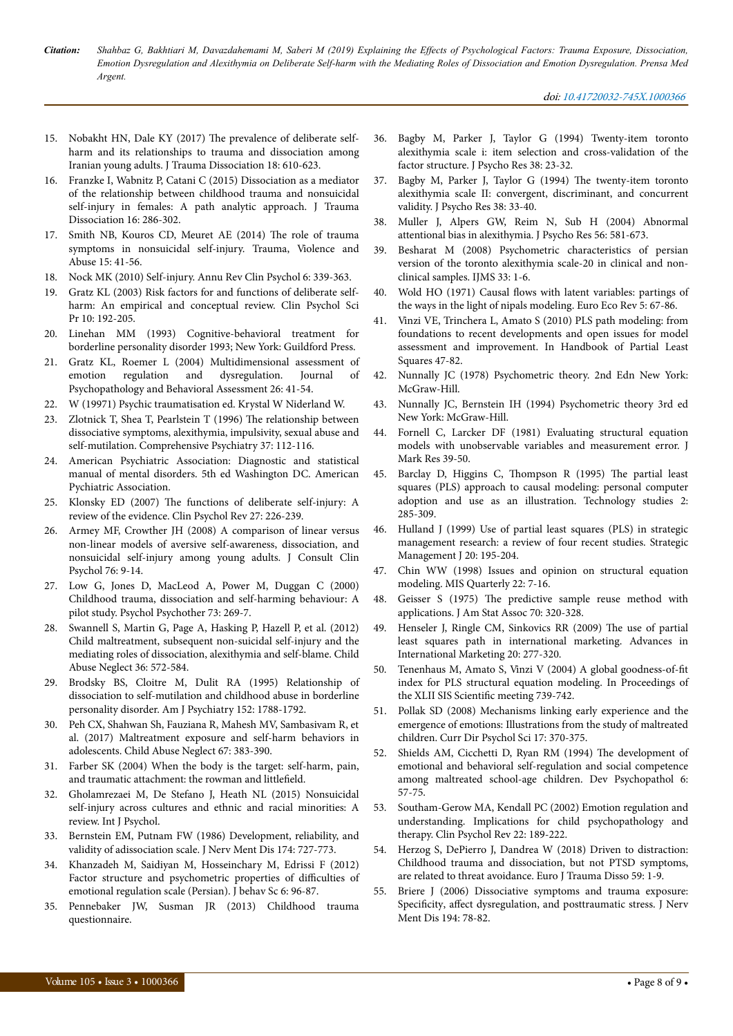15. Nobakht HN, Dale KY (2017) The prevalence of deliberate self-harm and its relationships to trauma and dissociation among Iranian young adults. J Trauma Dissociation 18: 610-623.
16. Franzke I, Wabnitz P, Catani C (2015) Dissociation as a mediator of the relationship between childhood trauma and nonsuicidal self-injury in females: A path analytic approach. J Trauma Dissociation 16: 286-302.
17. Smith NB, Kouros CD, Meuret AE (2014) The role of trauma symptoms in nonsuicidal self-injury. Trauma, Violence and Abuse 15: 41-56.
18. Nock MK (2010) Self-injury. Annu Rev Clin Psychol 6: 339-363.
19. Gratz KL (2003) Risk factors for and functions of deliberate self-harm: An empirical and conceptual review. Clin Psychol Sci Pr 10: 192-205.
20. Linehan MM (1993) Cognitive-behavioral treatment for borderline personality disorder 1993; New York: Guildford Press.
21. Gratz KL, Roemer L (2004) Multidimensional assessment of emotion regulation and dysregulation. Journal of Psychopathology and Behavioral Assessment 26: 41-54.
22. W (19971) Psychic traumatisation ed. Krystal W Niderland W.
23. Zlotnick T, Shea T, Pearlstein T (1996) The relationship between dissociative symptoms, alexithymia, impulsivity, sexual abuse and self-mutilation. Comprehensive Psychiatry 37: 112-116.
24. American Psychiatric Association: Diagnostic and statistical manual of mental disorders. 5th ed Washington DC. American Pychiatric Association.
25. Klonsky ED (2007) The functions of deliberate self-injury: A review of the evidence. Clin Psychol Rev 27: 226-239.
26. Armey MF, Crowther JH (2008) A comparison of linear versus non-linear models of aversive self-awareness, dissociation, and nonsuicidal self-injury among young adults. J Consult Clin Psychol 76: 9-14.
27. Low G, Jones D, MacLeod A, Power M, Duggan C (2000) Childhood trauma, dissociation and self-harming behaviour: A pilot study. Psychol Psychother 73: 269-7.
28. Swannell S, Martin G, Page A, Hasking P, Hazell P, et al. (2012) Child maltreatment, subsequent non-suicidal self-injury and the mediating roles of dissociation, alexithymia and self-blame. Child Abuse Neglect 36: 572-584.
29. Brodsky BS, Cloitre M, Dulit RA (1995) Relationship of dissociation to self-mutilation and childhood abuse in borderline personality disorder. Am J Psychiatry 152: 1788-1792.
30. Peh CX, Shahwan Sh, Fauziana R, Mahesh MV, Sambasivam R, et al. (2017) Maltreatment exposure and self-harm behaviors in adolescents. Child Abuse Neglect 67: 383-390.
31. Farber SK (2004) When the body is the target: self-harm, pain, and traumatic attachment: the rowman and littlefield.
32. Gholamrezaei M, De Stefano J, Heath NL (2015) Nonsuicidal self-injury across cultures and ethnic and racial minorities: A review. Int J Psychol.
33. Bernstein EM, Putnam FW (1986) Development, reliability, and validity of adissociation scale. J Nerv Ment Dis 174: 727-773.
34. Khanzadeh M, Saidiyan M, Hosseinchary M, Edrissi F (2012) Factor structure and psychometric properties of difficulties of emotional regulation scale (Persian). J behav Sc 6: 96-87.
35. Pennebaker JW, Susman JR (2013) Childhood trauma questionnaire.
36. Bagby M, Parker J, Taylor G (1994) Twenty-item toronto alexithymia scale i: item selection and cross-validation of the factor structure. J Psycho Res 38: 23-32.
37. Bagby M, Parker J, Taylor G (1994) The twenty-item toronto alexithymia scale II: convergent, discriminant, and concurrent validity. J Psycho Res 38: 33-40.
38. Muller J, Alpers GW, Reim N, Sub H (2004) Abnormal attentional bias in alexithymia. J Psycho Res 56: 581-673.
39. Besharat M (2008) Psychometric characteristics of persian version of the toronto alexithymia scale-20 in clinical and non-clinical samples. IJMS 33: 1-6.
40. Wold HO (1971) Causal flows with latent variables: partings of the ways in the light of nipals modeling. Euro Eco Rev 5: 67-86.
41. Vinzi VE, Trinchera L, Amato S (2010) PLS path modeling: from foundations to recent developments and open issues for model assessment and improvement. In Handbook of Partial Least Squares 47-82.
42. Nunnally JC (1978) Psychometric theory. 2nd Edn New York: McGraw-Hill.
43. Nunnally JC, Bernstein IH (1994) Psychometric theory 3rd ed New York: McGraw-Hill.
44. Fornell C, Larcker DF (1981) Evaluating structural equation models with unobservable variables and measurement error. J Mark Res 39-50.
45. Barclay D, Higgins C, Thompson R (1995) The partial least squares (PLS) approach to causal modeling: personal computer adoption and use as an illustration. Technology studies 2: 285-309.
46. Hulland J (1999) Use of partial least squares (PLS) in strategic management research: a review of four recent studies. Strategic Management J 20: 195-204.
47. Chin WW (1998) Issues and opinion on structural equation modeling. MIS Quarterly 22: 7-16.
48. Geisser S (1975) The predictive sample reuse method with applications. J Am Stat Assoc 70: 320-328.
49. Henseler J, Ringle CM, Sinkovics RR (2009) The use of partial least squares path in international marketing. Advances in International Marketing 20: 277-320.
50. Tenenhaus M, Amato S, Vinzi V (2004) A global goodness-of-fit index for PLS structural equation modeling. In Proceedings of the XLII SIS Scientific meeting 739-742.
51. Pollak SD (2008) Mechanisms linking early experience and the emergence of emotions: Illustrations from the study of maltreated children. Curr Dir Psychol Sci 17: 370-375.
52. Shields AM, Cicchetti D, Ryan RM (1994) The development of emotional and behavioral self-regulation and social competence among maltreated school-age children. Dev Psychopathol 6: 57-75.
53. Southam-Gerow MA, Kendall PC (2002) Emotion regulation and understanding. Implications for child psychopathology and therapy. Clin Psychol Rev 22: 189-222.
54. Herzog S, DePierro J, Dandrea W (2018) Driven to distraction: Childhood trauma and dissociation, but not PTSD symptoms, are related to threat avoidance. Euro J Trauma Disso 59: 1-9.
55. Briere J (2006) Dissociative symptoms and trauma exposure: Specificity, affect dysregulation, and posttraumatic stress. J Nerv Ment Dis 194: 78-82.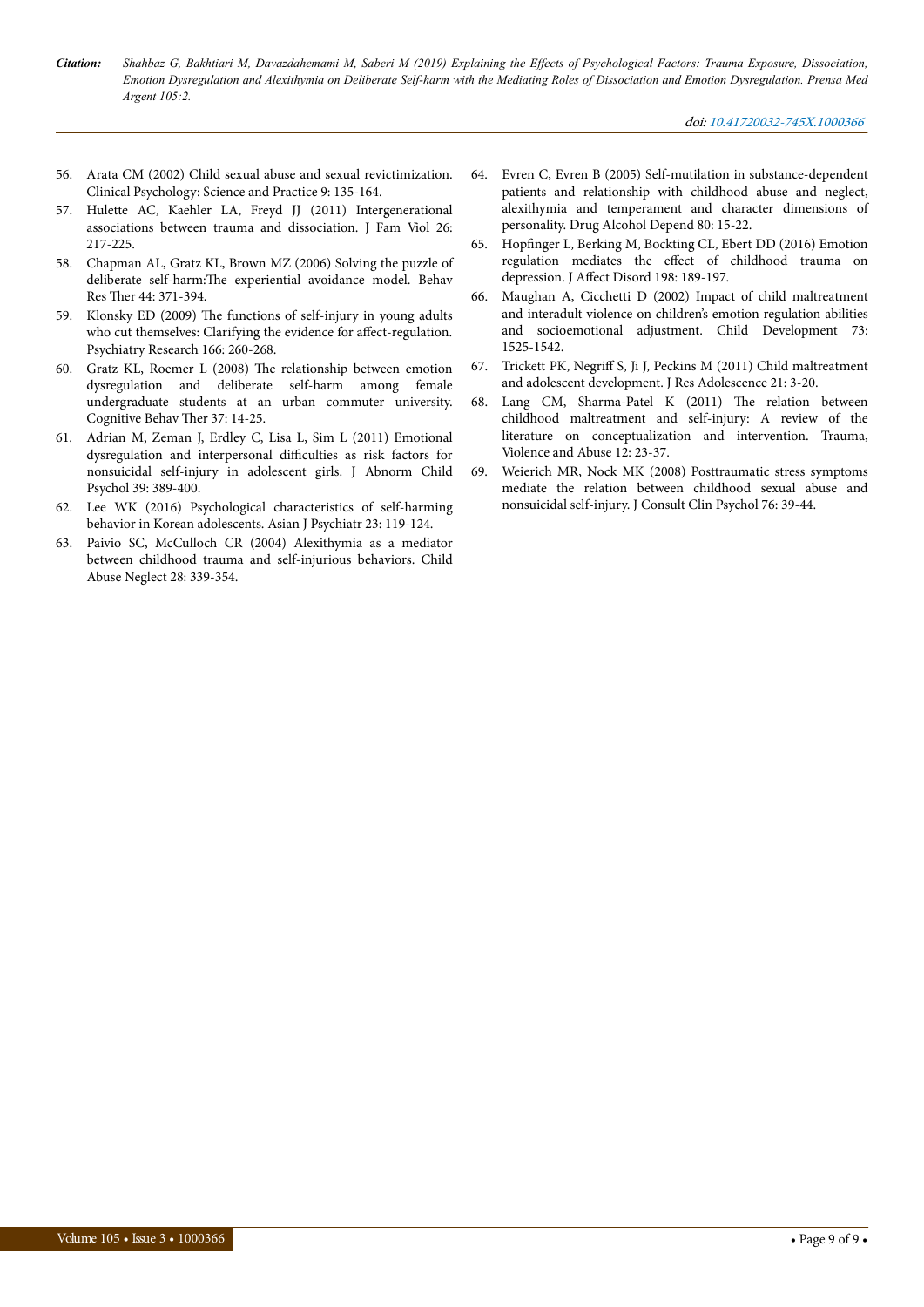56. Arata CM (2002) Child sexual abuse and sexual revictimization. Clinical Psychology: Science and Practice 9: 135-164.
57. Hulette AC, Kaehler LA, Freyd JJ (2011) Intergenerational associations between trauma and dissociation. J Fam Viol 26: 217-225.
58. Chapman AL, Gratz KL, Brown MZ (2006) Solving the puzzle of deliberate self-harm:The experiential avoidance model. Behav Res Ther 44: 371-394.
59. Klonsky ED (2009) The functions of self-injury in young adults who cut themselves: Clarifying the evidence for affect-regulation. Psychiatry Research 166: 260-268.
60. Gratz KL, Roemer L (2008) The relationship between emotion dysregulation and deliberate self-harm among female undergraduate students at an urban commuter university. Cognitive Behav Ther 37: 14-25.
61. Adrian M, Zeman J, Erdley C, Lisa L, Sim L (2011) Emotional dysregulation and interpersonal difficulties as risk factors for nonsuicidal self-injury in adolescent girls. J Abnorm Child Psychol 39: 389-400.
62. Lee WK (2016) Psychological characteristics of self-harming behavior in Korean adolescents. Asian J Psychiatr 23: 119-124.
63. Paivio SC, McCulloch CR (2004) Alexithymia as a mediator between childhood trauma and self-injurious behaviors. Child Abuse Neglect 28: 339-354.
64. Evren C, Evren B (2005) Self-mutilation in substance-dependent patients and relationship with childhood abuse and neglect, alexithymia and temperament and character dimensions of personality. Drug Alcohol Depend 80: 15-22.
65. Hopfinger L, Berking M, Bockting CL, Ebert DD (2016) Emotion regulation mediates the effect of childhood trauma on depression. J Affect Disord 198: 189-197.
66. Maughan A, Cicchetti D (2002) Impact of child maltreatment and interadult violence on children's emotion regulation abilities and socioemotional adjustment. Child Development 73: 1525-1542.
67. Trickett PK, Negriff S, Ji J, Peckins M (2011) Child maltreatment and adolescent development. J Res Adolescence 21: 3-20.
68. Lang CM, Sharma-Patel K (2011) The relation between childhood maltreatment and self-injury: A review of the literature on conceptualization and intervention. Trauma, Violence and Abuse 12: 23-37.
69. Weierich MR, Nock MK (2008) Posttraumatic stress symptoms mediate the relation between childhood sexual abuse and nonsuicidal self-injury. J Consult Clin Psychol 76: 39-44.